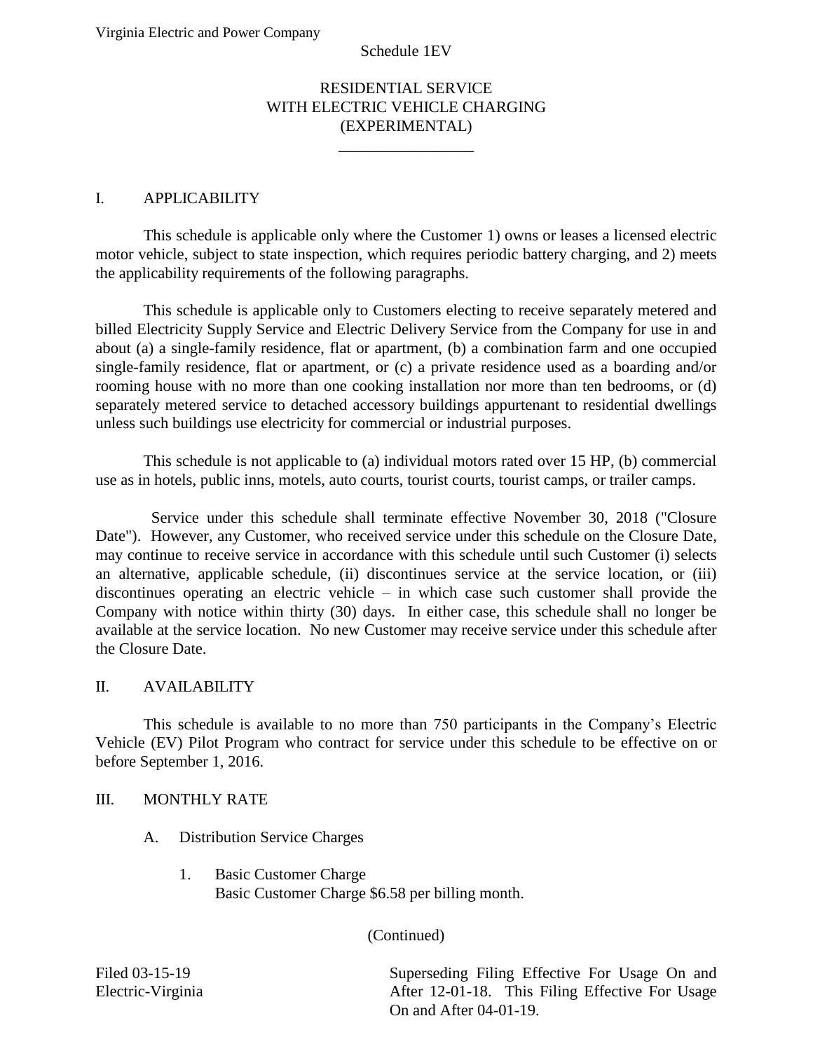Virginia Electric and Power Company

Schedule 1EV

# RESIDENTIAL SERVICE WITH ELECTRIC VEHICLE CHARGING (EXPERIMENTAL)

## I. APPLICABILITY

This schedule is applicable only where the Customer 1) owns or leases a licensed electric motor vehicle, subject to state inspection, which requires periodic battery charging, and 2) meets the applicability requirements of the following paragraphs.

This schedule is applicable only to Customers electing to receive separately metered and billed Electricity Supply Service and Electric Delivery Service from the Company for use in and about (a) a single-family residence, flat or apartment, (b) a combination farm and one occupied single-family residence, flat or apartment, or (c) a private residence used as a boarding and/or rooming house with no more than one cooking installation nor more than ten bedrooms, or (d) separately metered service to detached accessory buildings appurtenant to residential dwellings unless such buildings use electricity for commercial or industrial purposes.

This schedule is not applicable to (a) individual motors rated over 15 HP, (b) commercial use as in hotels, public inns, motels, auto courts, tourist courts, tourist camps, or trailer camps.

Service under this schedule shall terminate effective November 30, 2018 ("Closure Date"). However, any Customer, who received service under this schedule on the Closure Date, may continue to receive service in accordance with this schedule until such Customer (i) selects an alternative, applicable schedule, (ii) discontinues service at the service location, or (iii) discontinues operating an electric vehicle – in which case such customer shall provide the Company with notice within thirty (30) days. In either case, this schedule shall no longer be available at the service location. No new Customer may receive service under this schedule after the Closure Date.

## II. AVAILABILITY

This schedule is available to no more than 750 participants in the Company's Electric Vehicle (EV) Pilot Program who contract for service under this schedule to be effective on or before September 1, 2016.

## III. MONTHLY RATE

A. Distribution Service Charges

1. Basic Customer Charge
   Basic Customer Charge $6.58 per billing month.

(Continued)

Filed 03-15-19
Electric-Virginia

Superseding Filing Effective For Usage On and After 12-01-18. This Filing Effective For Usage On and After 04-01-19.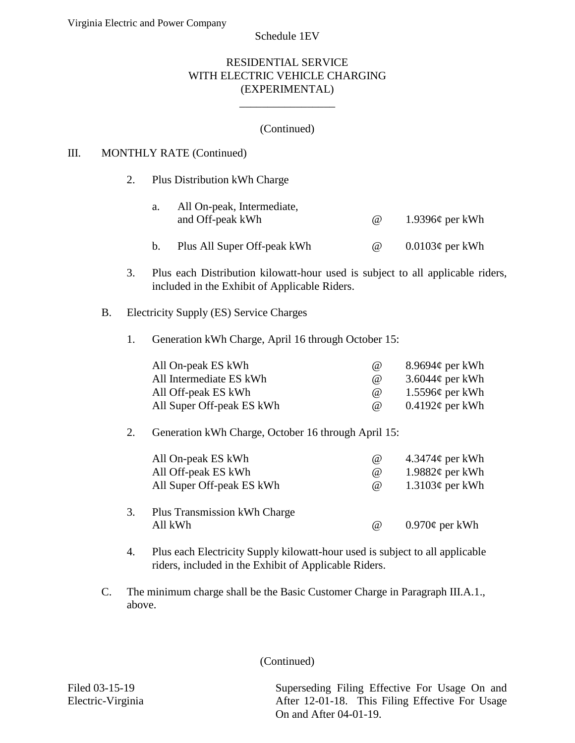Schedule 1EV

# RESIDENTIAL SERVICE WITH ELECTRIC VEHICLE CHARGING (EXPERIMENTAL)

(Continued)

III. MONTHLY RATE (Continued)

2. Plus Distribution kWh Charge

   a. All On-peak, Intermediate, and Off-peak kWh @ 1.9396¢ per kWh

   b. Plus All Super Off-peak kWh @ 0.0103¢ per kWh

3. Plus each Distribution kilowatt-hour used is subject to all applicable riders, included in the Exhibit of Applicable Riders.

B. Electricity Supply (ES) Service Charges

1. Generation kWh Charge, April 16 through October 15:

| | | |
|---|---|---|
| All On-peak ES kWh | @ | 8.9694¢ per kWh |
| All Intermediate ES kWh | @ | 3.6044¢ per kWh |
| All Off-peak ES kWh | @ | 1.5596¢ per kWh |
| All Super Off-peak ES kWh | @ | 0.4192¢ per kWh |

2. Generation kWh Charge, October 16 through April 15:

| | | |
|---|---|---|
| All On-peak ES kWh | @ | 4.3474¢ per kWh |
| All Off-peak ES kWh | @ | 1.9882¢ per kWh |
| All Super Off-peak ES kWh | @ | 1.3103¢ per kWh |

3. Plus Transmission kWh Charge
   All kWh @ 0.970¢ per kWh

4. Plus each Electricity Supply kilowatt-hour used is subject to all applicable riders, included in the Exhibit of Applicable Riders.

C. The minimum charge shall be the Basic Customer Charge in Paragraph III.A.1., above.

(Continued)

Filed 03-15-19
Electric-Virginia

Superseding Filing Effective For Usage On and After 12-01-18. This Filing Effective For Usage On and After 04-01-19.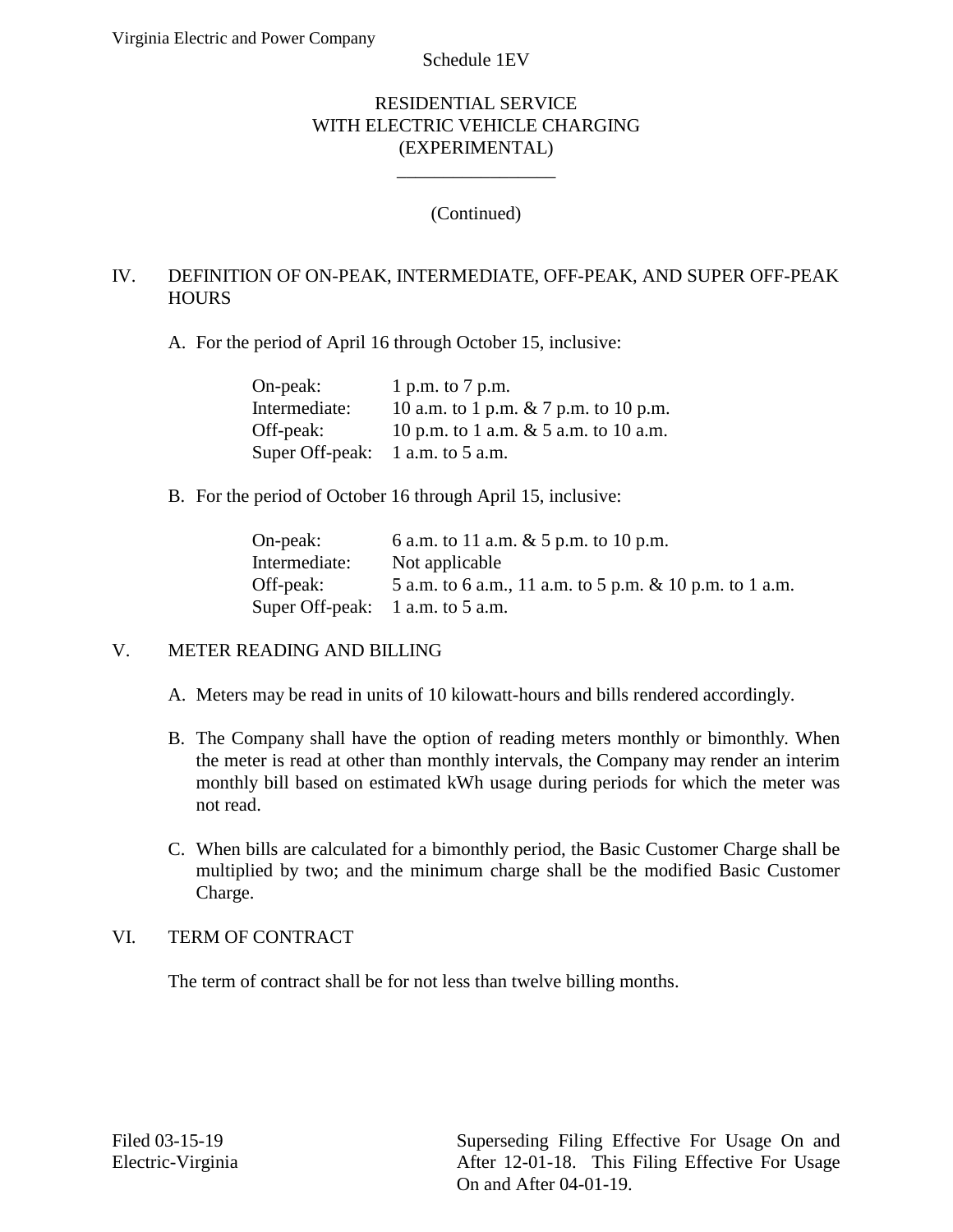Virginia Electric and Power Company

Schedule 1EV

# RESIDENTIAL SERVICE
# WITH ELECTRIC VEHICLE CHARGING
# (EXPERIMENTAL)

(Continued)

## IV. DEFINITION OF ON-PEAK, INTERMEDIATE, OFF-PEAK, AND SUPER OFF-PEAK HOURS

A. For the period of April 16 through October 15, inclusive:

| | |
|---|---|
| On-peak: | 1 p.m. to 7 p.m. |
| Intermediate: | 10 a.m. to 1 p.m. & 7 p.m. to 10 p.m. |
| Off-peak: | 10 p.m. to 1 a.m. & 5 a.m. to 10 a.m. |
| Super Off-peak: | 1 a.m. to 5 a.m. |

B. For the period of October 16 through April 15, inclusive:

| | |
|---|---|
| On-peak: | 6 a.m. to 11 a.m. & 5 p.m. to 10 p.m. |
| Intermediate: | Not applicable |
| Off-peak: | 5 a.m. to 6 a.m., 11 a.m. to 5 p.m. & 10 p.m. to 1 a.m. |
| Super Off-peak: | 1 a.m. to 5 a.m. |

## V. METER READING AND BILLING

A. Meters may be read in units of 10 kilowatt-hours and bills rendered accordingly.

B. The Company shall have the option of reading meters monthly or bimonthly. When the meter is read at other than monthly intervals, the Company may render an interim monthly bill based on estimated kWh usage during periods for which the meter was not read.

C. When bills are calculated for a bimonthly period, the Basic Customer Charge shall be multiplied by two; and the minimum charge shall be the modified Basic Customer Charge.

## VI. TERM OF CONTRACT

The term of contract shall be for not less than twelve billing months.

Filed 03-15-19
Electric-Virginia

Superseding Filing Effective For Usage On and After 12-01-18. This Filing Effective For Usage On and After 04-01-19.